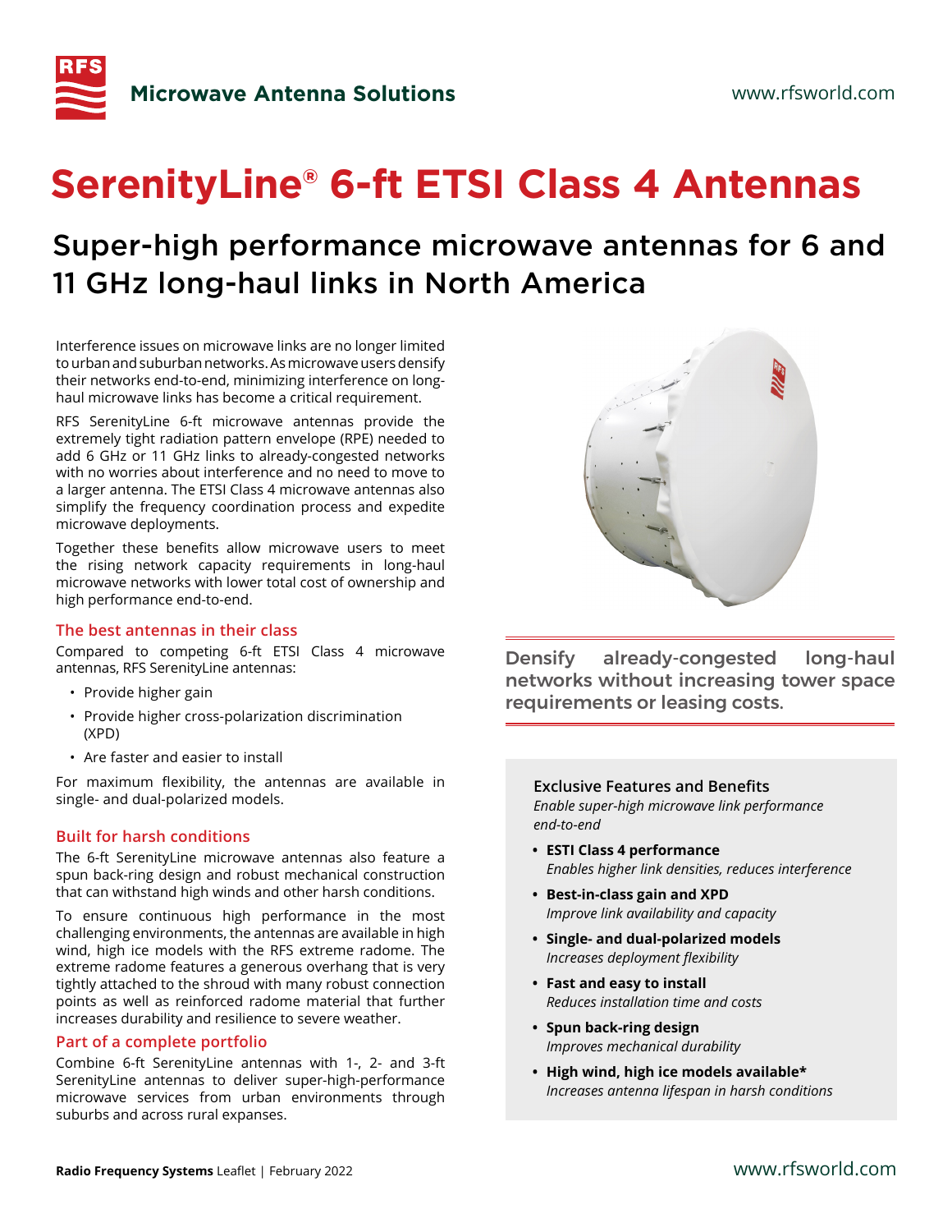Microwave Antenna Solutions

www.rfsworld.com

# SerenityLine® 6-ft ETSI Class 4 Antennas

## Super-high performance microwave antennas for 6 and 11 GHz long-haul links in North America

Interference issues on microwave links are no longer limited to urban and suburban networks. As microwave users densify their networks end-to-end, minimizing interference on long-haul microwave links has become a critical requirement.

RFS SerenityLine 6-ft microwave antennas provide the extremely tight radiation pattern envelope (RPE) needed to add 6 GHz or 11 GHz links to already-congested networks with no worries about interference and no need to move to a larger antenna. The ETSI Class 4 microwave antennas also simplify the frequency coordination process and expedite microwave deployments.

Together these benefits allow microwave users to meet the rising network capacity requirements in long-haul microwave networks with lower total cost of ownership and high performance end-to-end.

### The best antennas in their class

Compared to competing 6-ft ETSI Class 4 microwave antennas, RFS SerenityLine antennas:

- Provide higher gain
- Provide higher cross-polarization discrimination (XPD)
- Are faster and easier to install

For maximum flexibility, the antennas are available in single- and dual-polarized models.

### Built for harsh conditions

The 6-ft SerenityLine microwave antennas also feature a spun back-ring design and robust mechanical construction that can withstand high winds and other harsh conditions.

To ensure continuous high performance in the most challenging environments, the antennas are available in high wind, high ice models with the RFS extreme radome. The extreme radome features a generous overhang that is very tightly attached to the shroud with many robust connection points as well as reinforced radome material that further increases durability and resilience to severe weather.

### Part of a complete portfolio

Combine 6-ft SerenityLine antennas with 1-, 2- and 3-ft SerenityLine antennas to deliver super-high-performance microwave services from urban environments through suburbs and across rural expanses.

**Densify already-congested long-haul networks without increasing tower space requirements or leasing costs.**

### Exclusive Features and Benefits

*Enable super-high microwave link performance end-to-end*

- **ESTI Class 4 performance**
  *Enables higher link densities, reduces interference*
- **Best-in-class gain and XPD**
  *Improve link availability and capacity*
- **Single- and dual-polarized models**
  *Increases deployment flexibility*
- **Fast and easy to install**
  *Reduces installation time and costs*
- **Spun back-ring design**
  *Improves mechanical durability*
- **High wind, high ice models available***
  *Increases antenna lifespan in harsh conditions*

**Radio Frequency Systems** Leaflet | February 2022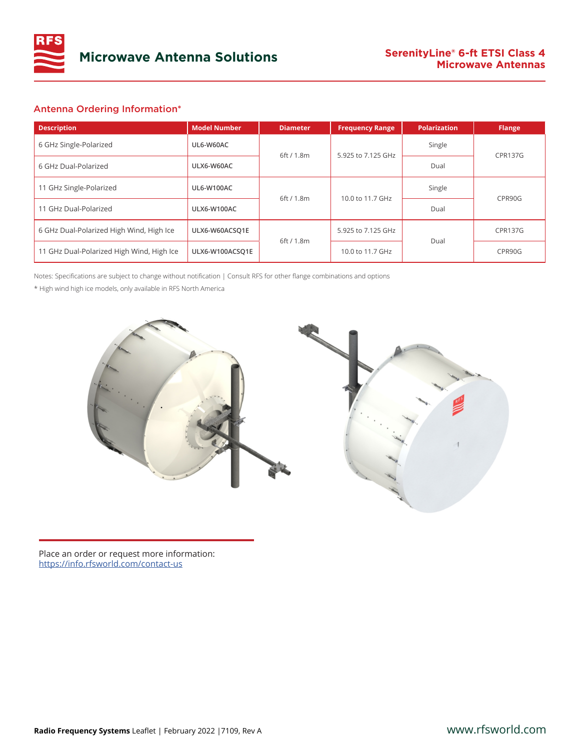## Antenna Ordering Information*

| Description | Model Number | Diameter | Frequency Range | Polarization | Flange |
|---|---|---|---|---|---|
| 6 GHz Single-Polarized | UL6-W60AC | 6ft / 1.8m | 5.925 to 7.125 GHz | Single | CPR137G |
| 6 GHz Dual-Polarized | ULX6-W60AC | | | Dual | |
| 11 GHz Single-Polarized | UL6-W100AC | 6ft / 1.8m | 10.0 to 11.7 GHz | Single | CPR90G |
| 11 GHz Dual-Polarized | ULX6-W100AC | | | Dual | |
| 6 GHz Dual-Polarized High Wind, High Ice | ULX6-W60ACSQ1E | 6ft / 1.8m | 5.925 to 7.125 GHz | Dual | CPR137G |
| 11 GHz Dual-Polarized High Wind, High Ice | ULX6-W100ACSQ1E | | 10.0 to 11.7 GHz | | CPR90G |

Notes: Specifications are subject to change without notification | Consult RFS for other flange combinations and options

* High wind high ice models, only available in RFS North America

Place an order or request more information:
[https://info.rfsworld.com/contact-us](https://info.rfsworld.com/contact-us)